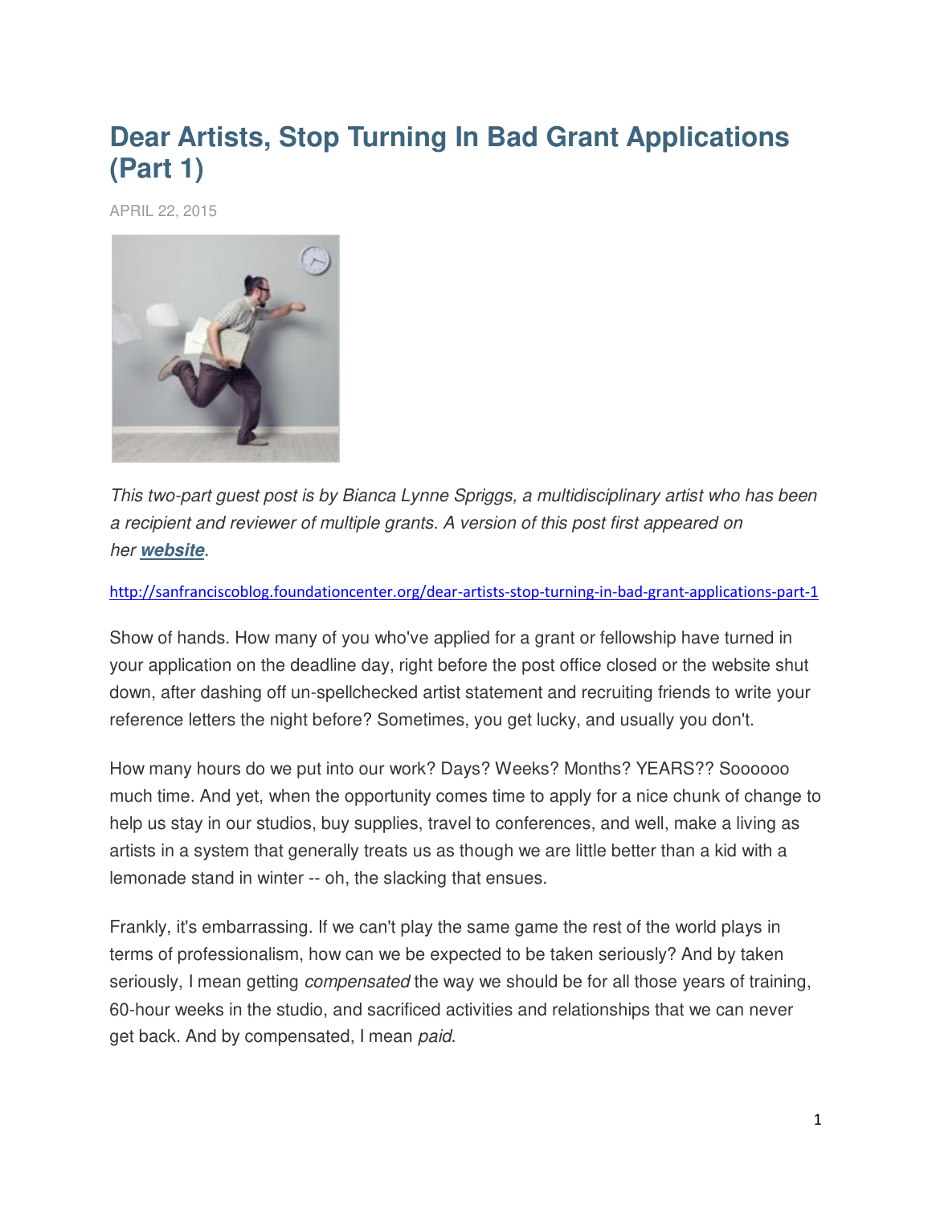# Dear Artists, Stop Turning In Bad Grant Applications (Part 1)

APRIL 22, 2015

*This two-part guest post is by Bianca Lynne Spriggs, a multidisciplinary artist who has been a recipient and reviewer of multiple grants. A version of this post first appeared on her* ***website****.*

http://sanfranciscoblog.foundationcenter.org/dear-artists-stop-turning-in-bad-grant-applications-part-1

Show of hands. How many of you who've applied for a grant or fellowship have turned in your application on the deadline day, right before the post office closed or the website shut down, after dashing off un-spellchecked artist statement and recruiting friends to write your reference letters the night before? Sometimes, you get lucky, and usually you don't.

How many hours do we put into our work? Days? Weeks? Months? YEARS?? Soooooo much time. And yet, when the opportunity comes time to apply for a nice chunk of change to help us stay in our studios, buy supplies, travel to conferences, and well, make a living as artists in a system that generally treats us as though we are little better than a kid with a lemonade stand in winter -- oh, the slacking that ensues.

Frankly, it's embarrassing. If we can't play the same game the rest of the world plays in terms of professionalism, how can we be expected to be taken seriously? And by taken seriously, I mean getting *compensated* the way we should be for all those years of training, 60-hour weeks in the studio, and sacrificed activities and relationships that we can never get back. And by compensated, I mean *paid*.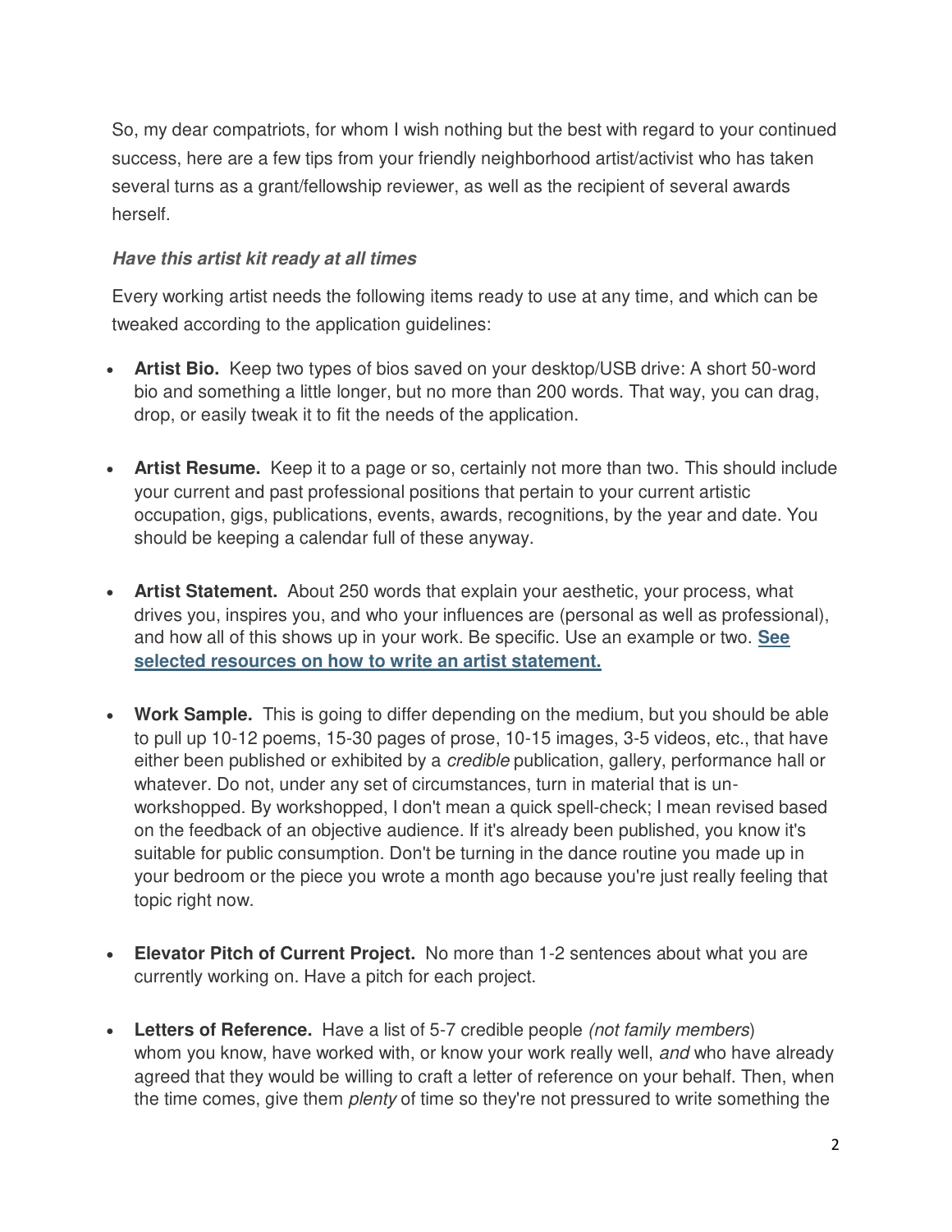So, my dear compatriots, for whom I wish nothing but the best with regard to your continued success, here are a few tips from your friendly neighborhood artist/activist who has taken several turns as a grant/fellowship reviewer, as well as the recipient of several awards herself.

***Have this artist kit ready at all times***

Every working artist needs the following items ready to use at any time, and which can be tweaked according to the application guidelines:

- **Artist Bio.** Keep two types of bios saved on your desktop/USB drive: A short 50-word bio and something a little longer, but no more than 200 words. That way, you can drag, drop, or easily tweak it to fit the needs of the application.

- **Artist Resume.** Keep it to a page or so, certainly not more than two. This should include your current and past professional positions that pertain to your current artistic occupation, gigs, publications, events, awards, recognitions, by the year and date. You should be keeping a calendar full of these anyway.

- **Artist Statement.** About 250 words that explain your aesthetic, your process, what drives you, inspires you, and who your influences are (personal as well as professional), and how all of this shows up in your work. Be specific. Use an example or two. **See selected resources on how to write an artist statement.**

- **Work Sample.** This is going to differ depending on the medium, but you should be able to pull up 10-12 poems, 15-30 pages of prose, 10-15 images, 3-5 videos, etc., that have either been published or exhibited by a *credible* publication, gallery, performance hall or whatever. Do not, under any set of circumstances, turn in material that is un-workshopped. By workshopped, I don't mean a quick spell-check; I mean revised based on the feedback of an objective audience. If it's already been published, you know it's suitable for public consumption. Don't be turning in the dance routine you made up in your bedroom or the piece you wrote a month ago because you're just really feeling that topic right now.

- **Elevator Pitch of Current Project.** No more than 1-2 sentences about what you are currently working on. Have a pitch for each project.

- **Letters of Reference.** Have a list of 5-7 credible people *(not family members*) whom you know, have worked with, or know your work really well, *and* who have already agreed that they would be willing to craft a letter of reference on your behalf. Then, when the time comes, give them *plenty* of time so they're not pressured to write something the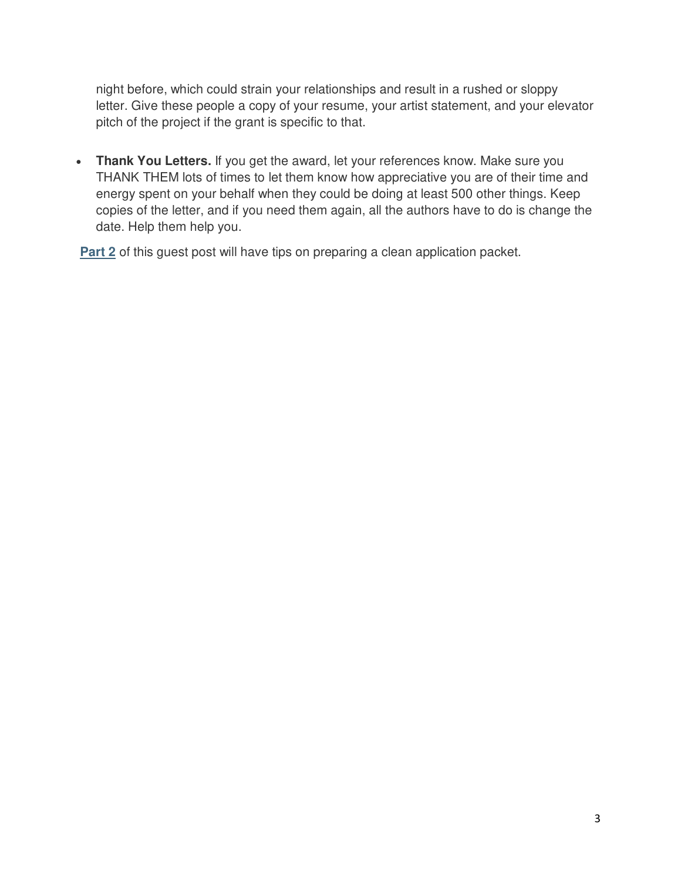night before, which could strain your relationships and result in a rushed or sloppy letter. Give these people a copy of your resume, your artist statement, and your elevator pitch of the project if the grant is specific to that.

- **Thank You Letters.** If you get the award, let your references know. Make sure you THANK THEM lots of times to let them know how appreciative you are of their time and energy spent on your behalf when they could be doing at least 500 other things. Keep copies of the letter, and if you need them again, all the authors have to do is change the date. Help them help you.

**Part 2** of this guest post will have tips on preparing a clean application packet.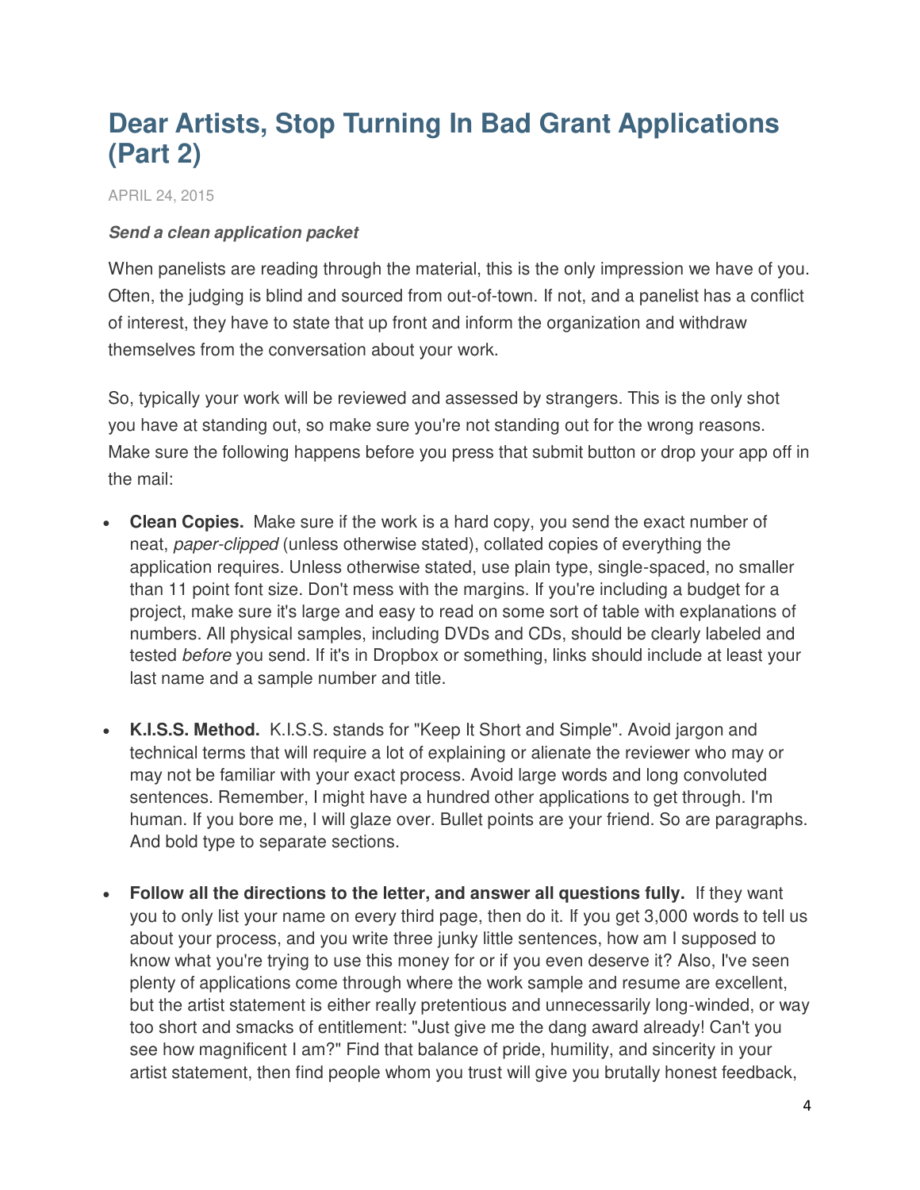# Dear Artists, Stop Turning In Bad Grant Applications (Part 2)

APRIL 24, 2015

***Send a clean application packet***

When panelists are reading through the material, this is the only impression we have of you. Often, the judging is blind and sourced from out-of-town. If not, and a panelist has a conflict of interest, they have to state that up front and inform the organization and withdraw themselves from the conversation about your work.

So, typically your work will be reviewed and assessed by strangers. This is the only shot you have at standing out, so make sure you're not standing out for the wrong reasons. Make sure the following happens before you press that submit button or drop your app off in the mail:

- **Clean Copies.** Make sure if the work is a hard copy, you send the exact number of neat, *paper-clipped* (unless otherwise stated), collated copies of everything the application requires. Unless otherwise stated, use plain type, single-spaced, no smaller than 11 point font size. Don't mess with the margins. If you're including a budget for a project, make sure it's large and easy to read on some sort of table with explanations of numbers. All physical samples, including DVDs and CDs, should be clearly labeled and tested *before* you send. If it's in Dropbox or something, links should include at least your last name and a sample number and title.

- **K.I.S.S. Method.** K.I.S.S. stands for "Keep It Short and Simple". Avoid jargon and technical terms that will require a lot of explaining or alienate the reviewer who may or may not be familiar with your exact process. Avoid large words and long convoluted sentences. Remember, I might have a hundred other applications to get through. I'm human. If you bore me, I will glaze over. Bullet points are your friend. So are paragraphs. And bold type to separate sections.

- **Follow all the directions to the letter, and answer all questions fully.** If they want you to only list your name on every third page, then do it. If you get 3,000 words to tell us about your process, and you write three junky little sentences, how am I supposed to know what you're trying to use this money for or if you even deserve it? Also, I've seen plenty of applications come through where the work sample and resume are excellent, but the artist statement is either really pretentious and unnecessarily long-winded, or way too short and smacks of entitlement: "Just give me the dang award already! Can't you see how magnificent I am?" Find that balance of pride, humility, and sincerity in your artist statement, then find people whom you trust will give you brutally honest feedback,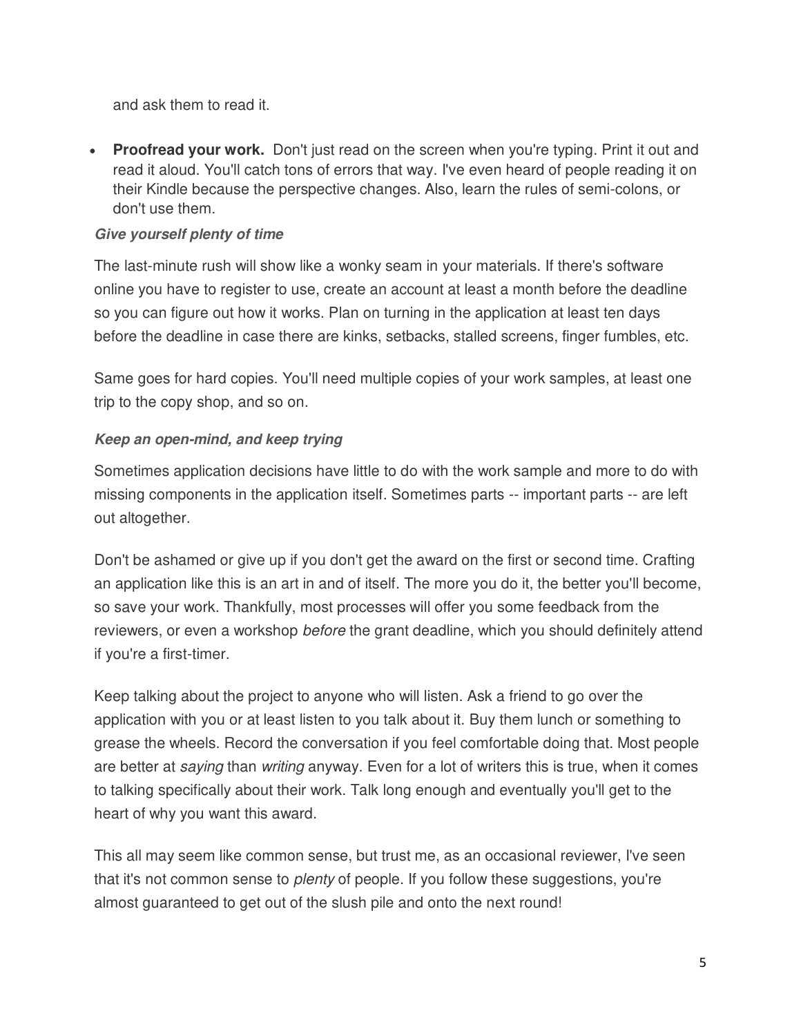and ask them to read it.

- **Proofread your work.** Don't just read on the screen when you're typing. Print it out and read it aloud. You'll catch tons of errors that way. I've even heard of people reading it on their Kindle because the perspective changes. Also, learn the rules of semi-colons, or don't use them.

***Give yourself plenty of time***

The last-minute rush will show like a wonky seam in your materials. If there's software online you have to register to use, create an account at least a month before the deadline so you can figure out how it works. Plan on turning in the application at least ten days before the deadline in case there are kinks, setbacks, stalled screens, finger fumbles, etc.

Same goes for hard copies. You'll need multiple copies of your work samples, at least one trip to the copy shop, and so on.

***Keep an open-mind, and keep trying***

Sometimes application decisions have little to do with the work sample and more to do with missing components in the application itself. Sometimes parts -- important parts -- are left out altogether.

Don't be ashamed or give up if you don't get the award on the first or second time. Crafting an application like this is an art in and of itself. The more you do it, the better you'll become, so save your work. Thankfully, most processes will offer you some feedback from the reviewers, or even a workshop *before* the grant deadline, which you should definitely attend if you're a first-timer.

Keep talking about the project to anyone who will listen. Ask a friend to go over the application with you or at least listen to you talk about it. Buy them lunch or something to grease the wheels. Record the conversation if you feel comfortable doing that. Most people are better at *saying* than *writing* anyway. Even for a lot of writers this is true, when it comes to talking specifically about their work. Talk long enough and eventually you'll get to the heart of why you want this award.

This all may seem like common sense, but trust me, as an occasional reviewer, I've seen that it's not common sense to *plenty* of people. If you follow these suggestions, you're almost guaranteed to get out of the slush pile and onto the next round!